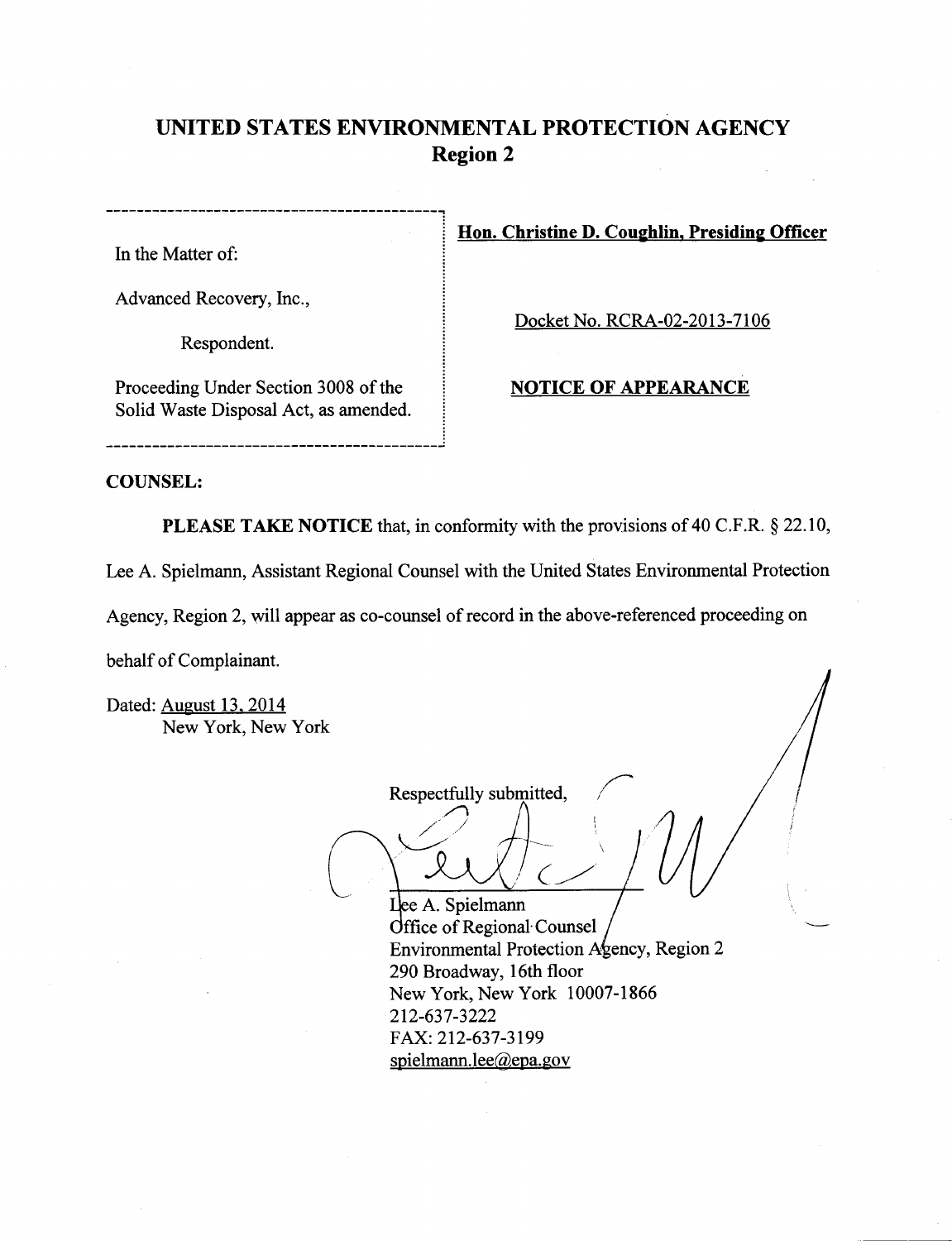# UNITED STATES ENVIRONMENTAL PROTECTION AGENCY
## Region 2

| | |
|---|---|
| In the Matter of: | **Hon. Christine D. Coughlin, Presiding Officer** |
| Advanced Recovery, Inc., | Docket No. RCRA-02-2013-7106 |
| Respondent. | |
| Proceeding Under Section 3008 of the Solid Waste Disposal Act, as amended. | **NOTICE OF APPEARANCE** |

**COUNSEL:**

**PLEASE TAKE NOTICE** that, in conformity with the provisions of 40 C.F.R. § 22.10, Lee A. Spielmann, Assistant Regional Counsel with the United States Environmental Protection Agency, Region 2, will appear as co-counsel of record in the above-referenced proceeding on behalf of Complainant.

Dated: August 13, 2014
New York, New York

Respectfully submitted,

Lee A. Spielmann
Office of Regional Counsel
Environmental Protection Agency, Region 2
290 Broadway, 16th floor
New York, New York 10007-1866
212-637-3222
FAX: 212-637-3199
spielmann.lee@epa.gov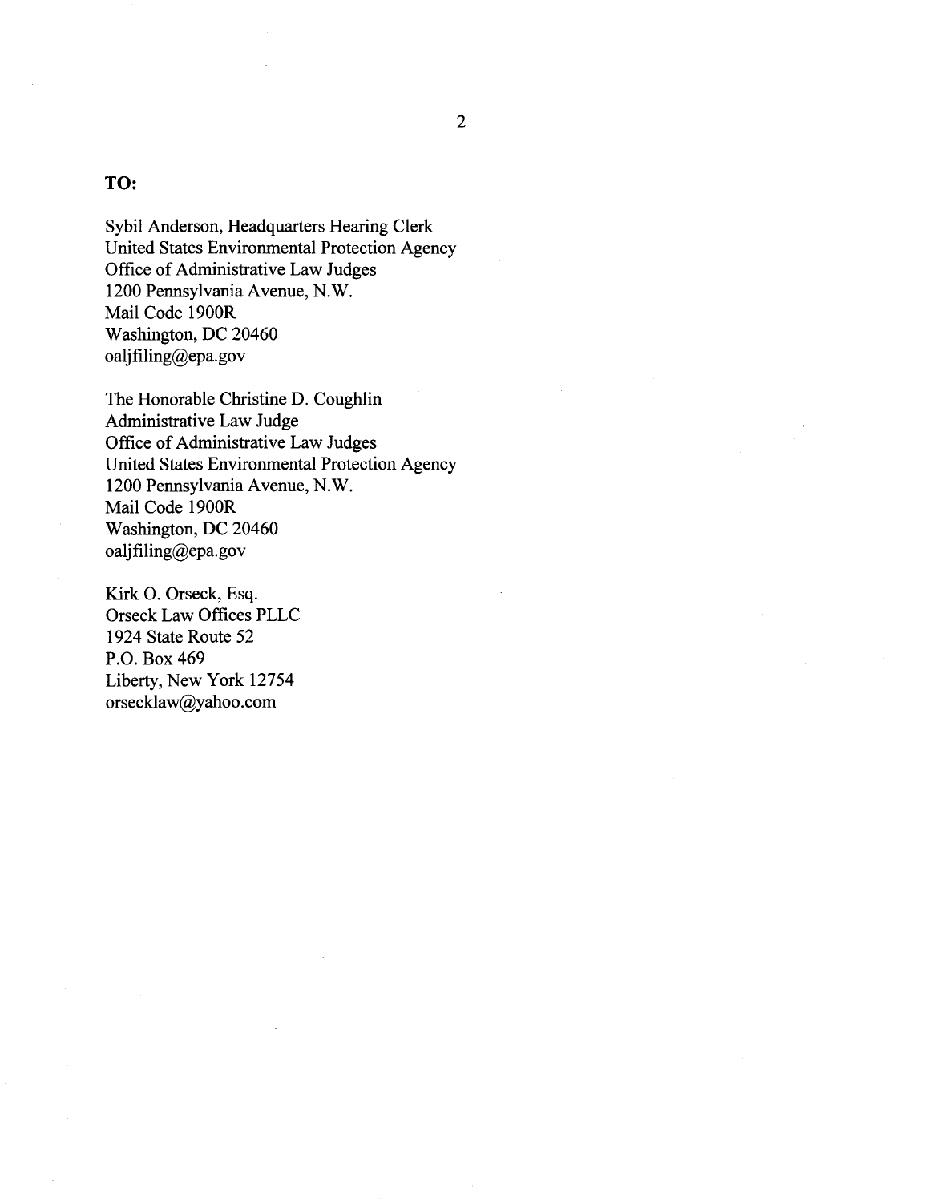**TO:**

Sybil Anderson, Headquarters Hearing Clerk
United States Environmental Protection Agency
Office of Administrative Law Judges
1200 Pennsylvania Avenue, N.W.
Mail Code 1900R
Washington, DC 20460
oaljfiling@epa.gov

The Honorable Christine D. Coughlin
Administrative Law Judge
Office of Administrative Law Judges
United States Environmental Protection Agency
1200 Pennsylvania Avenue, N.W.
Mail Code 1900R
Washington, DC 20460
oaljfiling@epa.gov

Kirk O. Orseck, Esq.
Orseck Law Offices PLLC
1924 State Route 52
P.O. Box 469
Liberty, New York 12754
orsecklaw@yahoo.com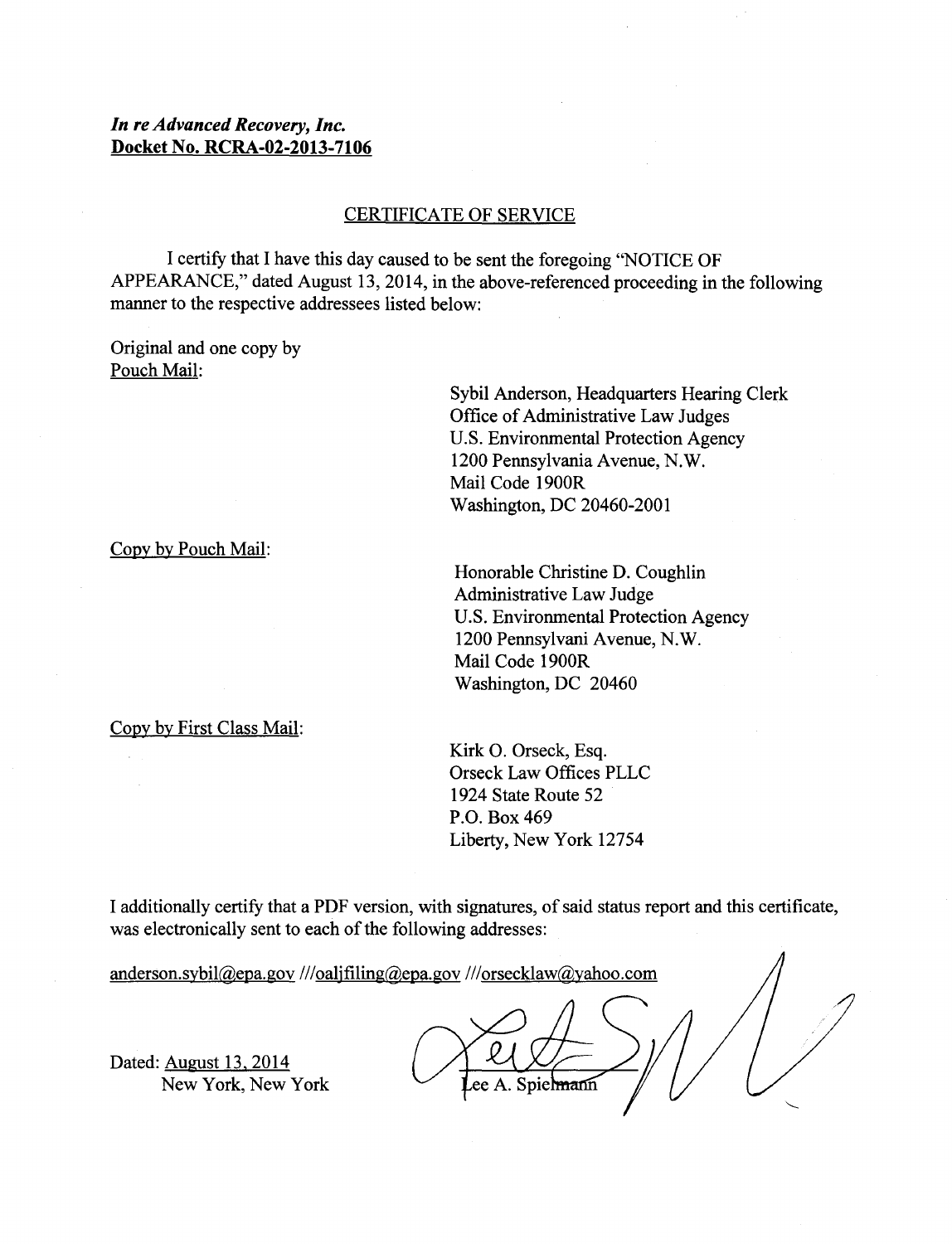***In re Advanced Recovery, Inc.***
**Docket No. RCRA-02-2013-7106**

CERTIFICATE OF SERVICE

I certify that I have this day caused to be sent the foregoing "NOTICE OF APPEARANCE," dated August 13, 2014, in the above-referenced proceeding in the following manner to the respective addressees listed below:

Original and one copy by
Pouch Mail:

Sybil Anderson, Headquarters Hearing Clerk
Office of Administrative Law Judges
U.S. Environmental Protection Agency
1200 Pennsylvania Avenue, N.W.
Mail Code 1900R
Washington, DC 20460-2001

Copy by Pouch Mail:

Honorable Christine D. Coughlin
Administrative Law Judge
U.S. Environmental Protection Agency
1200 Pennsylvani Avenue, N.W.
Mail Code 1900R
Washington, DC 20460

Copy by First Class Mail:

Kirk O. Orseck, Esq.
Orseck Law Offices PLLC
1924 State Route 52
P.O. Box 469
Liberty, New York 12754

I additionally certify that a PDF version, with signatures, of said status report and this certificate, was electronically sent to each of the following addresses:

anderson.sybil@epa.gov ///oaljfiling@epa.gov ///orsecklaw@yahoo.com

Dated: August 13, 2014
New York, New York

Lee A. Spielmann